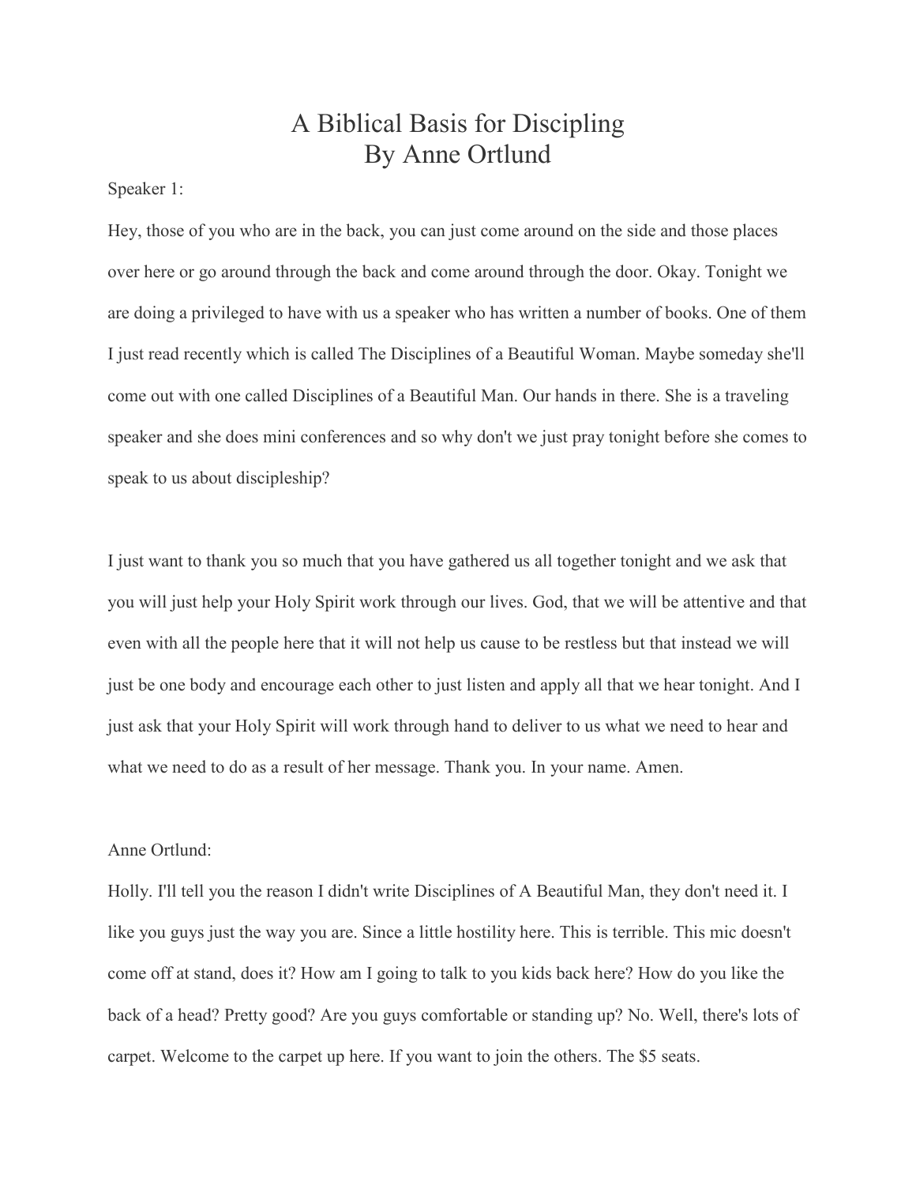# A Biblical Basis for Discipling
## By Anne Ortlund

Speaker 1:

Hey, those of you who are in the back, you can just come around on the side and those places over here or go around through the back and come around through the door. Okay. Tonight we are doing a privileged to have with us a speaker who has written a number of books. One of them I just read recently which is called The Disciplines of a Beautiful Woman. Maybe someday she'll come out with one called Disciplines of a Beautiful Man. Our hands in there. She is a traveling speaker and she does mini conferences and so why don't we just pray tonight before she comes to speak to us about discipleship?

I just want to thank you so much that you have gathered us all together tonight and we ask that you will just help your Holy Spirit work through our lives. God, that we will be attentive and that even with all the people here that it will not help us cause to be restless but that instead we will just be one body and encourage each other to just listen and apply all that we hear tonight. And I just ask that your Holy Spirit will work through hand to deliver to us what we need to hear and what we need to do as a result of her message. Thank you. In your name. Amen.

Anne Ortlund:

Holly. I'll tell you the reason I didn't write Disciplines of A Beautiful Man, they don't need it. I like you guys just the way you are. Since a little hostility here. This is terrible. This mic doesn't come off at stand, does it? How am I going to talk to you kids back here? How do you like the back of a head? Pretty good? Are you guys comfortable or standing up? No. Well, there's lots of carpet. Welcome to the carpet up here. If you want to join the others. The $5 seats.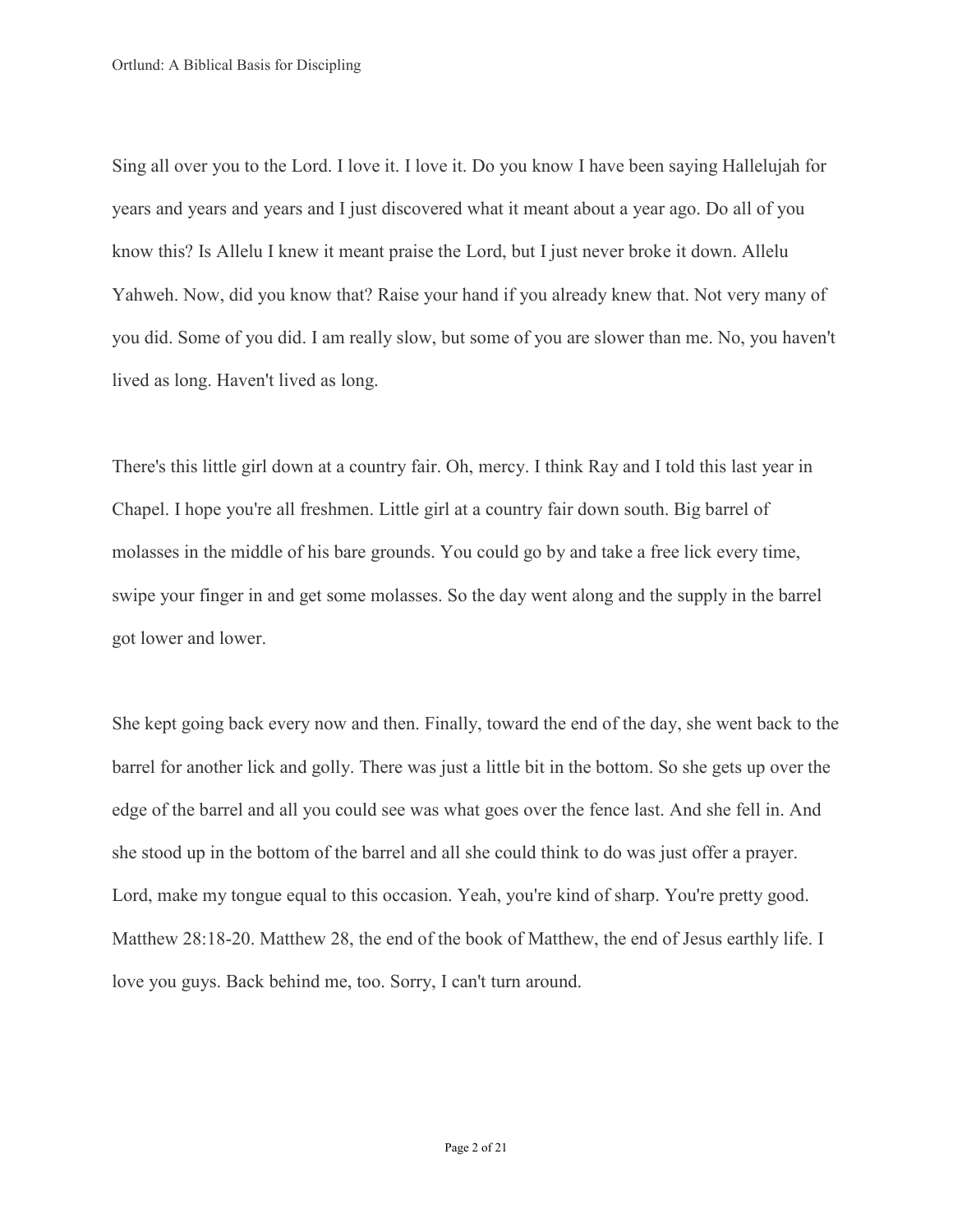Sing all over you to the Lord. I love it. I love it. Do you know I have been saying Hallelujah for years and years and years and I just discovered what it meant about a year ago. Do all of you know this? Is Allelu I knew it meant praise the Lord, but I just never broke it down. Allelu Yahweh. Now, did you know that? Raise your hand if you already knew that. Not very many of you did. Some of you did. I am really slow, but some of you are slower than me. No, you haven't lived as long. Haven't lived as long.

There's this little girl down at a country fair. Oh, mercy. I think Ray and I told this last year in Chapel. I hope you're all freshmen. Little girl at a country fair down south. Big barrel of molasses in the middle of his bare grounds. You could go by and take a free lick every time, swipe your finger in and get some molasses. So the day went along and the supply in the barrel got lower and lower.

She kept going back every now and then. Finally, toward the end of the day, she went back to the barrel for another lick and golly. There was just a little bit in the bottom. So she gets up over the edge of the barrel and all you could see was what goes over the fence last. And she fell in. And she stood up in the bottom of the barrel and all she could think to do was just offer a prayer. Lord, make my tongue equal to this occasion. Yeah, you're kind of sharp. You're pretty good. Matthew 28:18-20. Matthew 28, the end of the book of Matthew, the end of Jesus earthly life. I love you guys. Back behind me, too. Sorry, I can't turn around.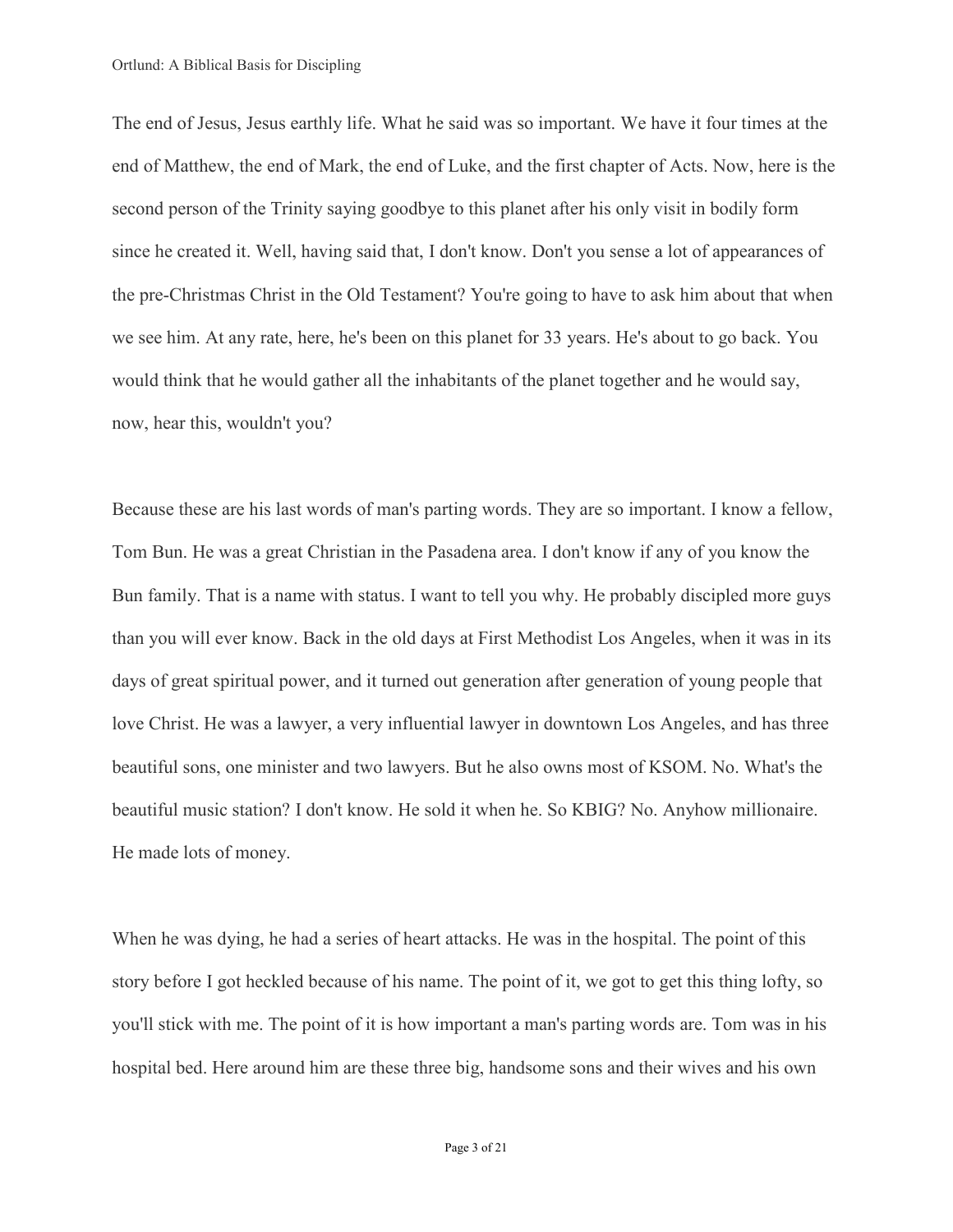The end of Jesus, Jesus earthly life. What he said was so important. We have it four times at the end of Matthew, the end of Mark, the end of Luke, and the first chapter of Acts. Now, here is the second person of the Trinity saying goodbye to this planet after his only visit in bodily form since he created it. Well, having said that, I don't know. Don't you sense a lot of appearances of the pre-Christmas Christ in the Old Testament? You're going to have to ask him about that when we see him. At any rate, here, he's been on this planet for 33 years. He's about to go back. You would think that he would gather all the inhabitants of the planet together and he would say, now, hear this, wouldn't you?

Because these are his last words of man's parting words. They are so important. I know a fellow, Tom Bun. He was a great Christian in the Pasadena area. I don't know if any of you know the Bun family. That is a name with status. I want to tell you why. He probably discipled more guys than you will ever know. Back in the old days at First Methodist Los Angeles, when it was in its days of great spiritual power, and it turned out generation after generation of young people that love Christ. He was a lawyer, a very influential lawyer in downtown Los Angeles, and has three beautiful sons, one minister and two lawyers. But he also owns most of KSOM. No. What's the beautiful music station? I don't know. He sold it when he. So KBIG? No. Anyhow millionaire. He made lots of money.

When he was dying, he had a series of heart attacks. He was in the hospital. The point of this story before I got heckled because of his name. The point of it, we got to get this thing lofty, so you'll stick with me. The point of it is how important a man's parting words are. Tom was in his hospital bed. Here around him are these three big, handsome sons and their wives and his own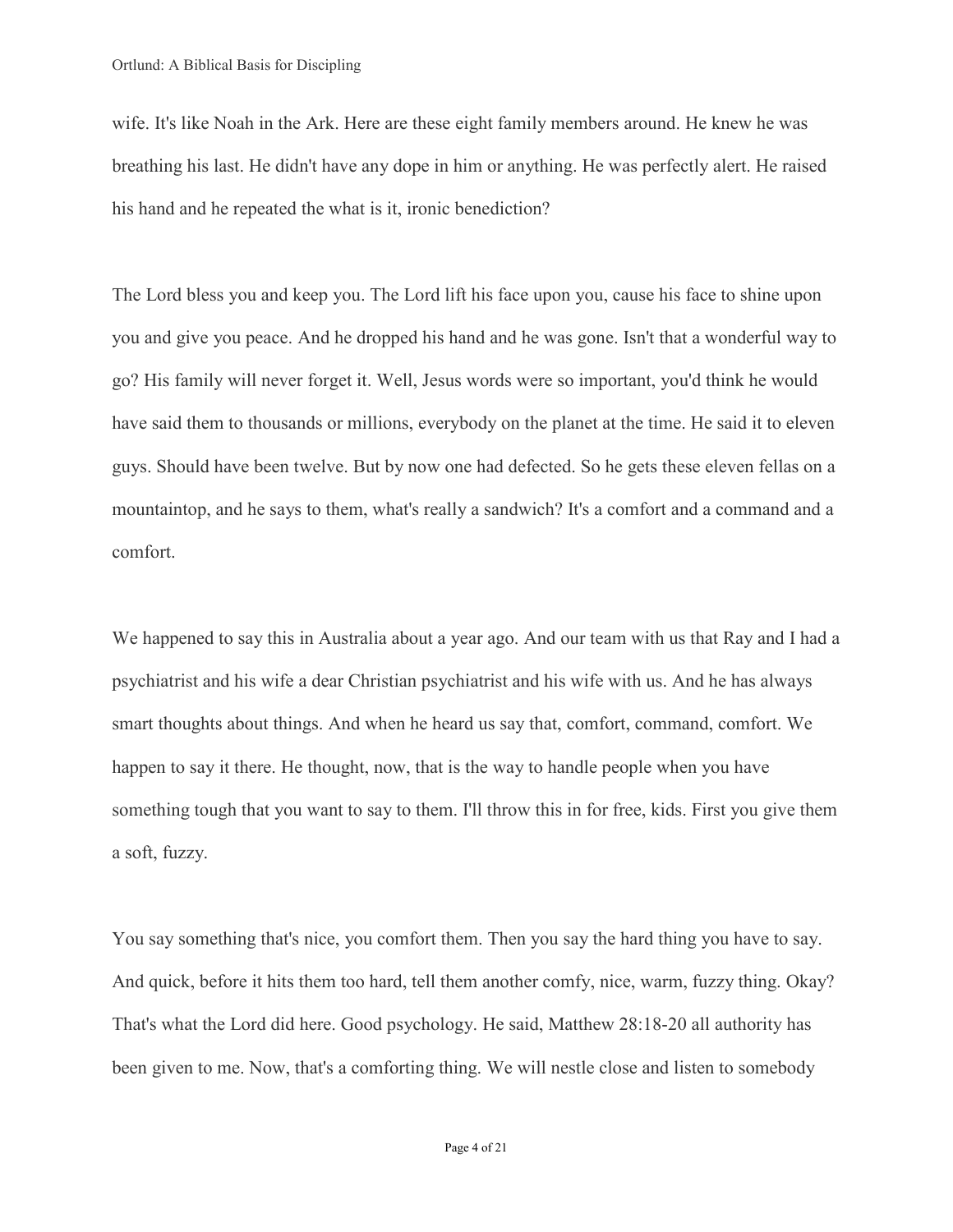wife. It's like Noah in the Ark. Here are these eight family members around. He knew he was breathing his last. He didn't have any dope in him or anything. He was perfectly alert. He raised his hand and he repeated the what is it, ironic benediction?

The Lord bless you and keep you. The Lord lift his face upon you, cause his face to shine upon you and give you peace. And he dropped his hand and he was gone. Isn't that a wonderful way to go? His family will never forget it. Well, Jesus words were so important, you'd think he would have said them to thousands or millions, everybody on the planet at the time. He said it to eleven guys. Should have been twelve. But by now one had defected. So he gets these eleven fellas on a mountaintop, and he says to them, what's really a sandwich? It's a comfort and a command and a comfort.

We happened to say this in Australia about a year ago. And our team with us that Ray and I had a psychiatrist and his wife a dear Christian psychiatrist and his wife with us. And he has always smart thoughts about things. And when he heard us say that, comfort, command, comfort. We happen to say it there. He thought, now, that is the way to handle people when you have something tough that you want to say to them. I'll throw this in for free, kids. First you give them a soft, fuzzy.

You say something that's nice, you comfort them. Then you say the hard thing you have to say. And quick, before it hits them too hard, tell them another comfy, nice, warm, fuzzy thing. Okay? That's what the Lord did here. Good psychology. He said, Matthew 28:18-20 all authority has been given to me. Now, that's a comforting thing. We will nestle close and listen to somebody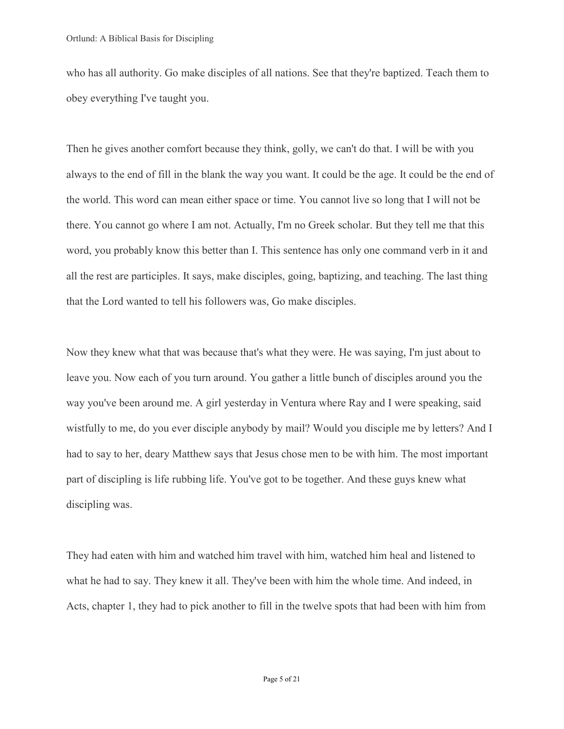who has all authority. Go make disciples of all nations. See that they're baptized. Teach them to obey everything I've taught you.

Then he gives another comfort because they think, golly, we can't do that. I will be with you always to the end of fill in the blank the way you want. It could be the age. It could be the end of the world. This word can mean either space or time. You cannot live so long that I will not be there. You cannot go where I am not. Actually, I'm no Greek scholar. But they tell me that this word, you probably know this better than I. This sentence has only one command verb in it and all the rest are participles. It says, make disciples, going, baptizing, and teaching. The last thing that the Lord wanted to tell his followers was, Go make disciples.

Now they knew what that was because that's what they were. He was saying, I'm just about to leave you. Now each of you turn around. You gather a little bunch of disciples around you the way you've been around me. A girl yesterday in Ventura where Ray and I were speaking, said wistfully to me, do you ever disciple anybody by mail? Would you disciple me by letters? And I had to say to her, deary Matthew says that Jesus chose men to be with him. The most important part of discipling is life rubbing life. You've got to be together. And these guys knew what discipling was.

They had eaten with him and watched him travel with him, watched him heal and listened to what he had to say. They knew it all. They've been with him the whole time. And indeed, in Acts, chapter 1, they had to pick another to fill in the twelve spots that had been with him from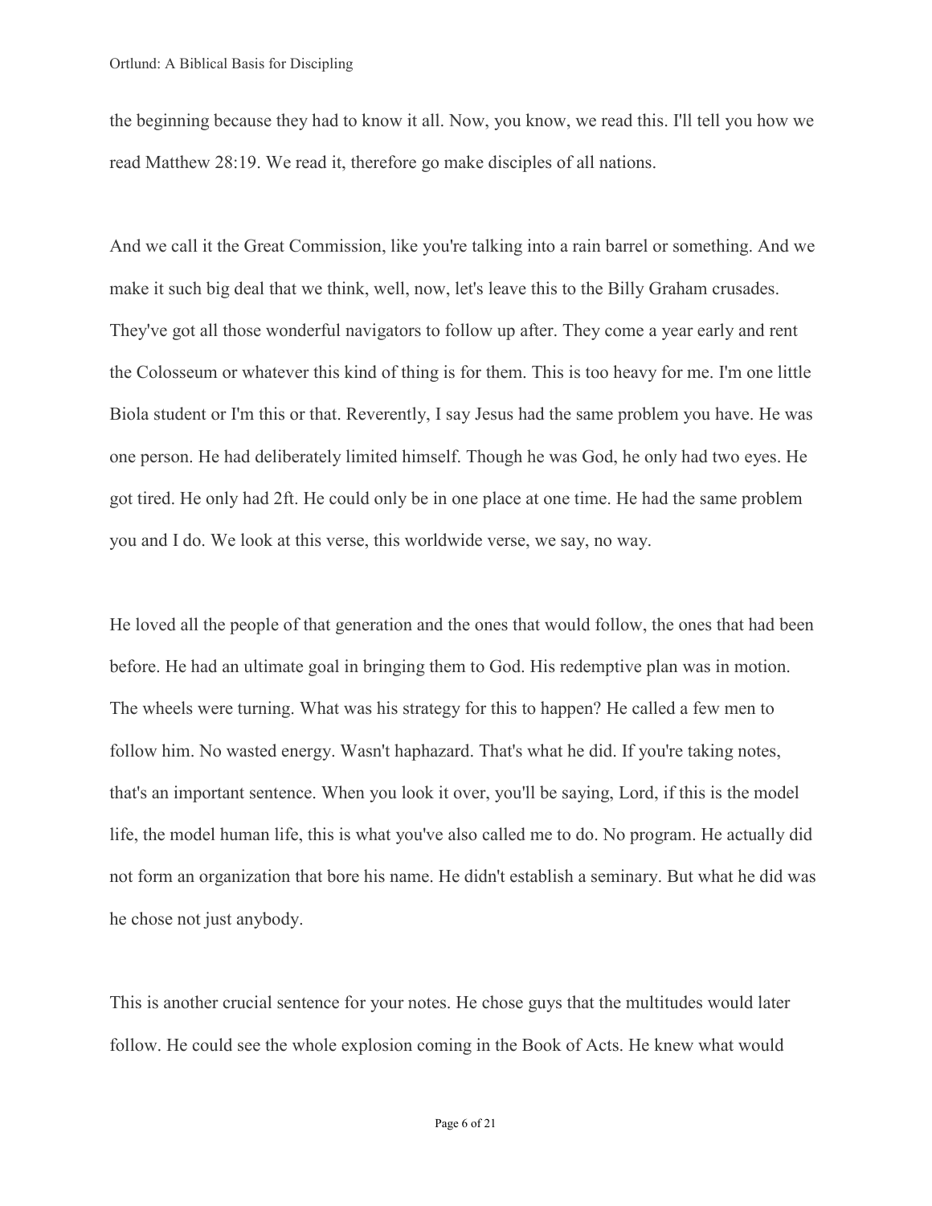the beginning because they had to know it all. Now, you know, we read this. I'll tell you how we read Matthew 28:19. We read it, therefore go make disciples of all nations.

And we call it the Great Commission, like you're talking into a rain barrel or something. And we make it such big deal that we think, well, now, let's leave this to the Billy Graham crusades. They've got all those wonderful navigators to follow up after. They come a year early and rent the Colosseum or whatever this kind of thing is for them. This is too heavy for me. I'm one little Biola student or I'm this or that. Reverently, I say Jesus had the same problem you have. He was one person. He had deliberately limited himself. Though he was God, he only had two eyes. He got tired. He only had 2ft. He could only be in one place at one time. He had the same problem you and I do. We look at this verse, this worldwide verse, we say, no way.

He loved all the people of that generation and the ones that would follow, the ones that had been before. He had an ultimate goal in bringing them to God. His redemptive plan was in motion. The wheels were turning. What was his strategy for this to happen? He called a few men to follow him. No wasted energy. Wasn't haphazard. That's what he did. If you're taking notes, that's an important sentence. When you look it over, you'll be saying, Lord, if this is the model life, the model human life, this is what you've also called me to do. No program. He actually did not form an organization that bore his name. He didn't establish a seminary. But what he did was he chose not just anybody.

This is another crucial sentence for your notes. He chose guys that the multitudes would later follow. He could see the whole explosion coming in the Book of Acts. He knew what would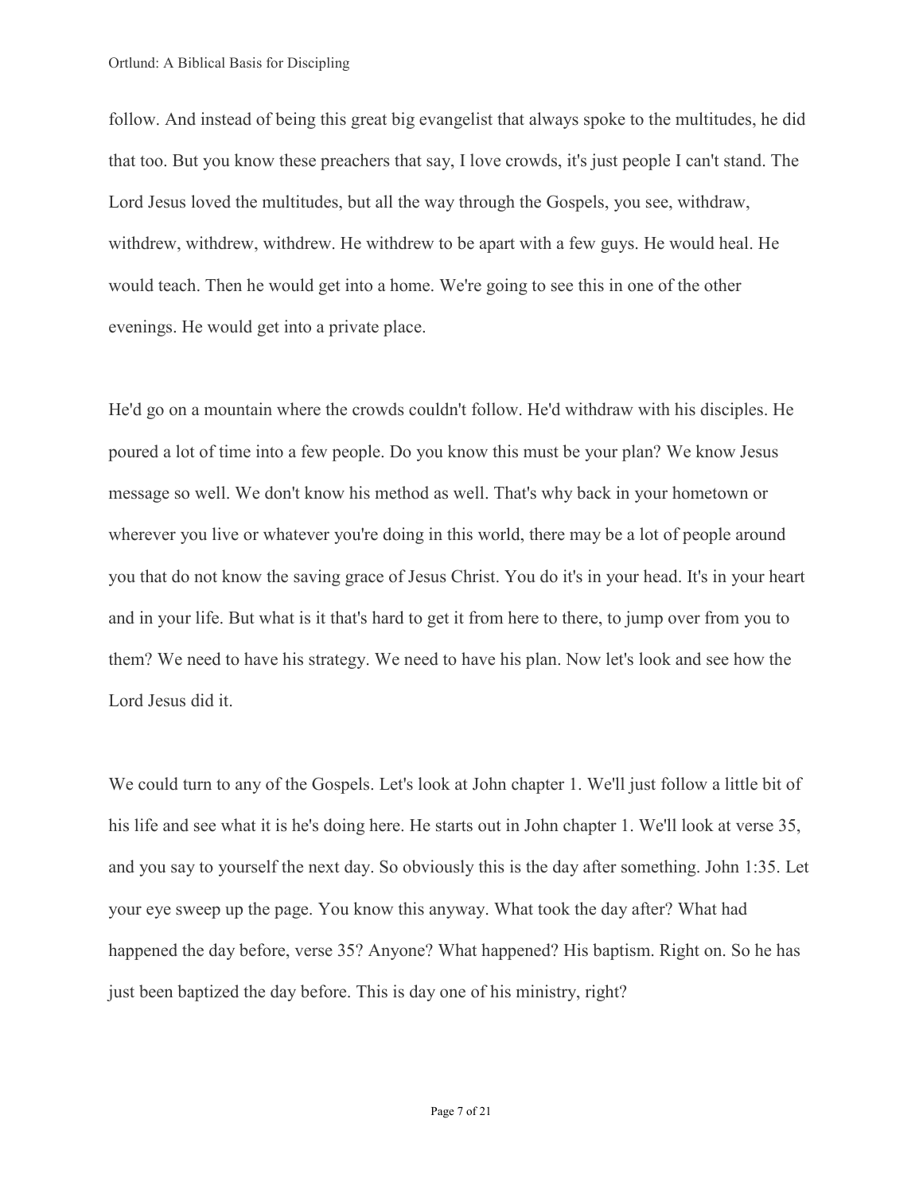follow. And instead of being this great big evangelist that always spoke to the multitudes, he did that too. But you know these preachers that say, I love crowds, it's just people I can't stand. The Lord Jesus loved the multitudes, but all the way through the Gospels, you see, withdraw, withdrew, withdrew, withdrew. He withdrew to be apart with a few guys. He would heal. He would teach. Then he would get into a home. We're going to see this in one of the other evenings. He would get into a private place.

He'd go on a mountain where the crowds couldn't follow. He'd withdraw with his disciples. He poured a lot of time into a few people. Do you know this must be your plan? We know Jesus message so well. We don't know his method as well. That's why back in your hometown or wherever you live or whatever you're doing in this world, there may be a lot of people around you that do not know the saving grace of Jesus Christ. You do it's in your head. It's in your heart and in your life. But what is it that's hard to get it from here to there, to jump over from you to them? We need to have his strategy. We need to have his plan. Now let's look and see how the Lord Jesus did it.

We could turn to any of the Gospels. Let's look at John chapter 1. We'll just follow a little bit of his life and see what it is he's doing here. He starts out in John chapter 1. We'll look at verse 35, and you say to yourself the next day. So obviously this is the day after something. John 1:35. Let your eye sweep up the page. You know this anyway. What took the day after? What had happened the day before, verse 35? Anyone? What happened? His baptism. Right on. So he has just been baptized the day before. This is day one of his ministry, right?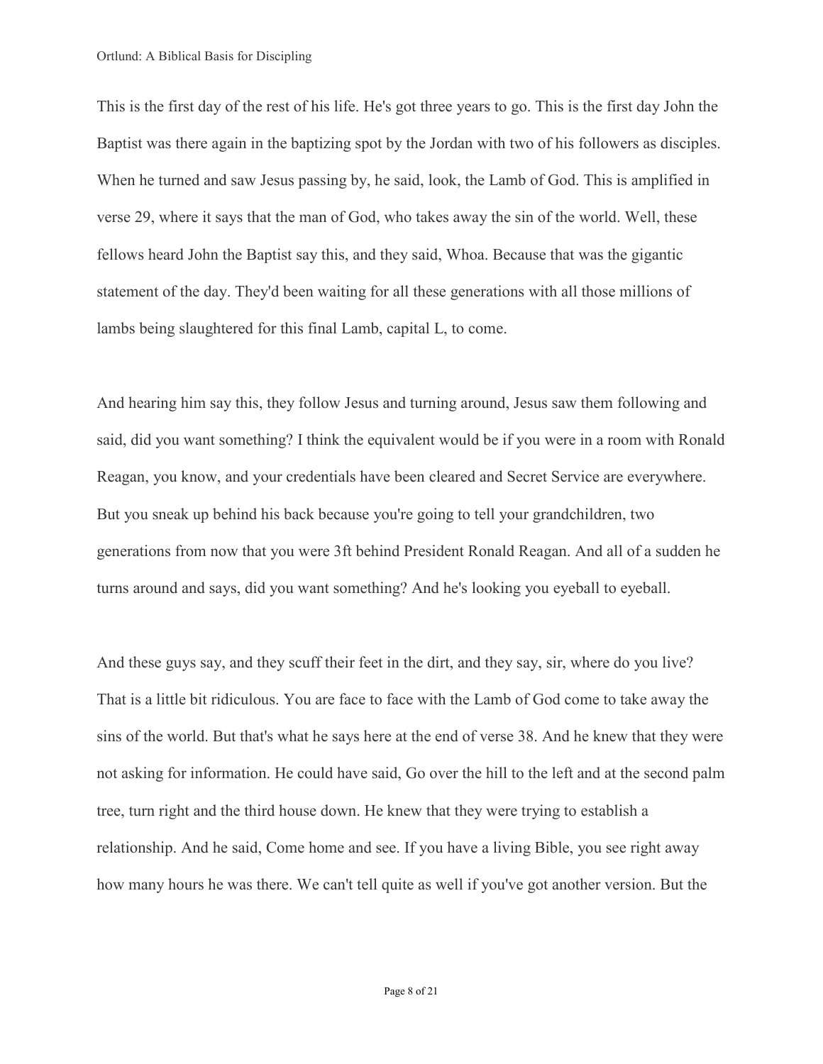This is the first day of the rest of his life. He's got three years to go. This is the first day John the Baptist was there again in the baptizing spot by the Jordan with two of his followers as disciples. When he turned and saw Jesus passing by, he said, look, the Lamb of God. This is amplified in verse 29, where it says that the man of God, who takes away the sin of the world. Well, these fellows heard John the Baptist say this, and they said, Whoa. Because that was the gigantic statement of the day. They'd been waiting for all these generations with all those millions of lambs being slaughtered for this final Lamb, capital L, to come.

And hearing him say this, they follow Jesus and turning around, Jesus saw them following and said, did you want something? I think the equivalent would be if you were in a room with Ronald Reagan, you know, and your credentials have been cleared and Secret Service are everywhere. But you sneak up behind his back because you're going to tell your grandchildren, two generations from now that you were 3ft behind President Ronald Reagan. And all of a sudden he turns around and says, did you want something? And he's looking you eyeball to eyeball.

And these guys say, and they scuff their feet in the dirt, and they say, sir, where do you live? That is a little bit ridiculous. You are face to face with the Lamb of God come to take away the sins of the world. But that's what he says here at the end of verse 38. And he knew that they were not asking for information. He could have said, Go over the hill to the left and at the second palm tree, turn right and the third house down. He knew that they were trying to establish a relationship. And he said, Come home and see. If you have a living Bible, you see right away how many hours he was there. We can't tell quite as well if you've got another version. But the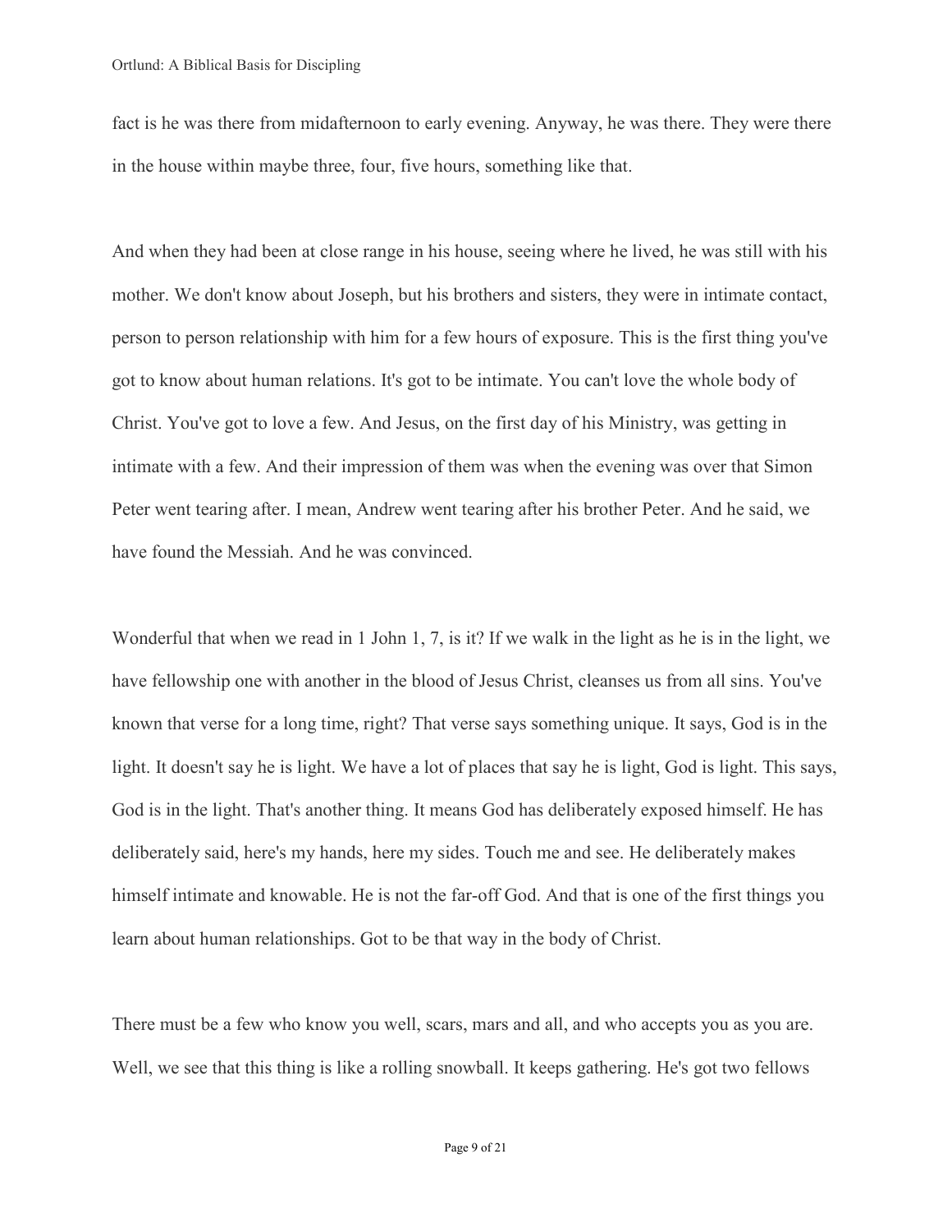fact is he was there from midafternoon to early evening. Anyway, he was there. They were there in the house within maybe three, four, five hours, something like that.

And when they had been at close range in his house, seeing where he lived, he was still with his mother. We don't know about Joseph, but his brothers and sisters, they were in intimate contact, person to person relationship with him for a few hours of exposure. This is the first thing you've got to know about human relations. It's got to be intimate. You can't love the whole body of Christ. You've got to love a few. And Jesus, on the first day of his Ministry, was getting in intimate with a few. And their impression of them was when the evening was over that Simon Peter went tearing after. I mean, Andrew went tearing after his brother Peter. And he said, we have found the Messiah. And he was convinced.

Wonderful that when we read in 1 John 1, 7, is it? If we walk in the light as he is in the light, we have fellowship one with another in the blood of Jesus Christ, cleanses us from all sins. You've known that verse for a long time, right? That verse says something unique. It says, God is in the light. It doesn't say he is light. We have a lot of places that say he is light, God is light. This says, God is in the light. That's another thing. It means God has deliberately exposed himself. He has deliberately said, here's my hands, here my sides. Touch me and see. He deliberately makes himself intimate and knowable. He is not the far-off God. And that is one of the first things you learn about human relationships. Got to be that way in the body of Christ.

There must be a few who know you well, scars, mars and all, and who accepts you as you are. Well, we see that this thing is like a rolling snowball. It keeps gathering. He's got two fellows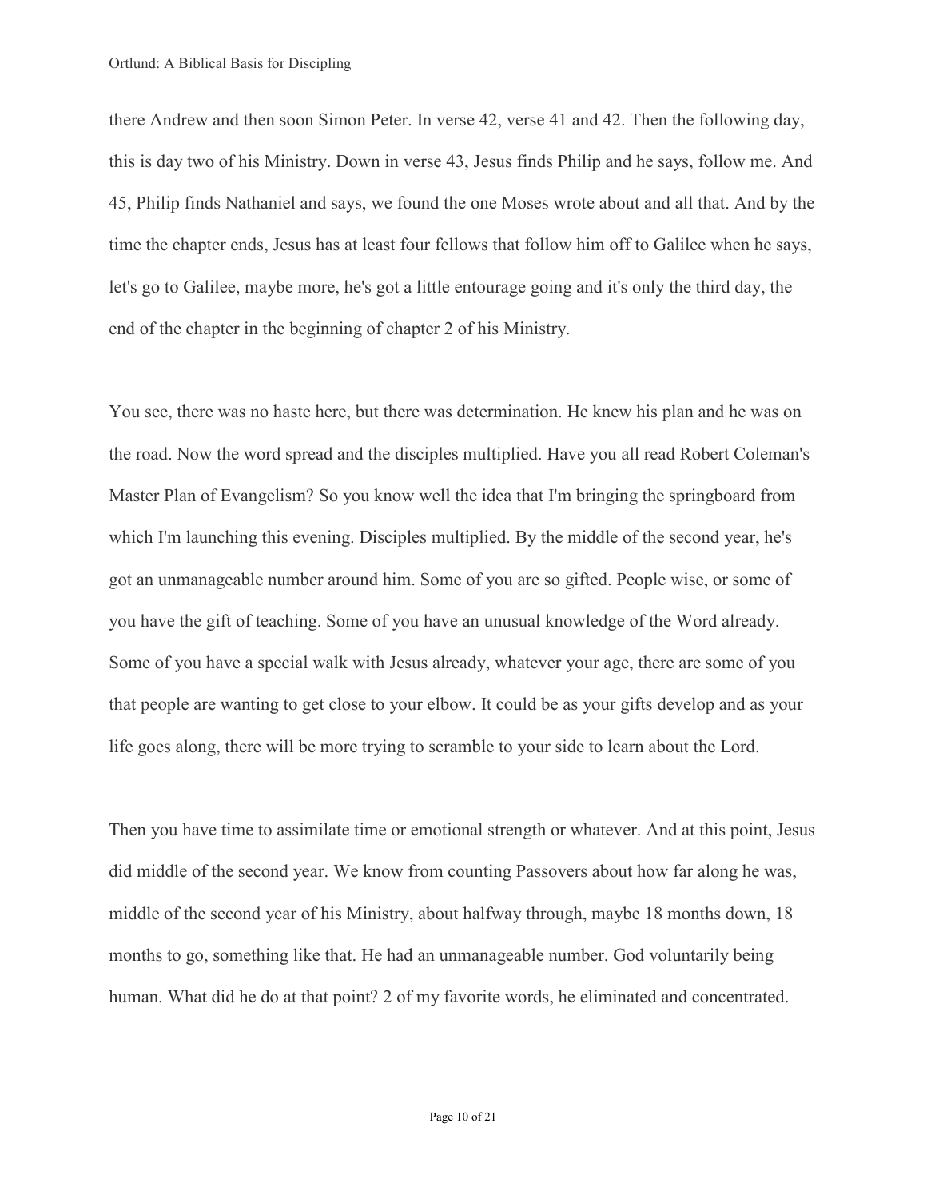there Andrew and then soon Simon Peter. In verse 42, verse 41 and 42. Then the following day, this is day two of his Ministry. Down in verse 43, Jesus finds Philip and he says, follow me. And 45, Philip finds Nathaniel and says, we found the one Moses wrote about and all that. And by the time the chapter ends, Jesus has at least four fellows that follow him off to Galilee when he says, let's go to Galilee, maybe more, he's got a little entourage going and it's only the third day, the end of the chapter in the beginning of chapter 2 of his Ministry.

You see, there was no haste here, but there was determination. He knew his plan and he was on the road. Now the word spread and the disciples multiplied. Have you all read Robert Coleman's Master Plan of Evangelism? So you know well the idea that I'm bringing the springboard from which I'm launching this evening. Disciples multiplied. By the middle of the second year, he's got an unmanageable number around him. Some of you are so gifted. People wise, or some of you have the gift of teaching. Some of you have an unusual knowledge of the Word already. Some of you have a special walk with Jesus already, whatever your age, there are some of you that people are wanting to get close to your elbow. It could be as your gifts develop and as your life goes along, there will be more trying to scramble to your side to learn about the Lord.

Then you have time to assimilate time or emotional strength or whatever. And at this point, Jesus did middle of the second year. We know from counting Passovers about how far along he was, middle of the second year of his Ministry, about halfway through, maybe 18 months down, 18 months to go, something like that. He had an unmanageable number. God voluntarily being human. What did he do at that point? 2 of my favorite words, he eliminated and concentrated.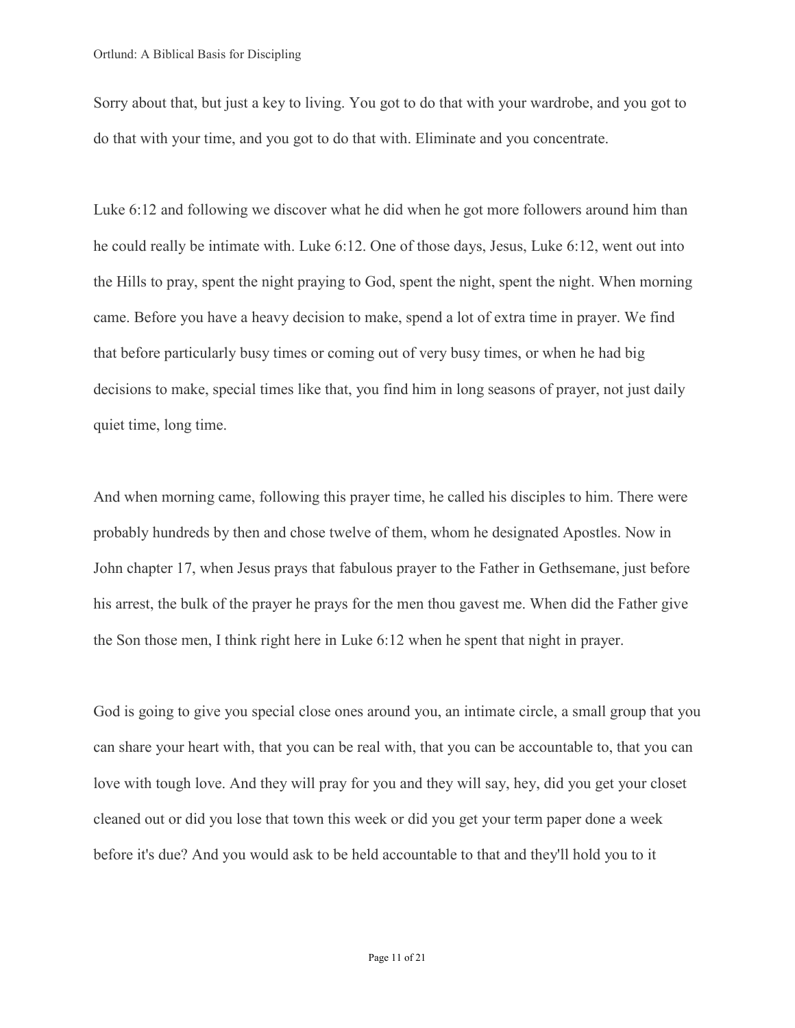Sorry about that, but just a key to living. You got to do that with your wardrobe, and you got to do that with your time, and you got to do that with. Eliminate and you concentrate.

Luke 6:12 and following we discover what he did when he got more followers around him than he could really be intimate with. Luke 6:12. One of those days, Jesus, Luke 6:12, went out into the Hills to pray, spent the night praying to God, spent the night, spent the night. When morning came. Before you have a heavy decision to make, spend a lot of extra time in prayer. We find that before particularly busy times or coming out of very busy times, or when he had big decisions to make, special times like that, you find him in long seasons of prayer, not just daily quiet time, long time.

And when morning came, following this prayer time, he called his disciples to him. There were probably hundreds by then and chose twelve of them, whom he designated Apostles. Now in John chapter 17, when Jesus prays that fabulous prayer to the Father in Gethsemane, just before his arrest, the bulk of the prayer he prays for the men thou gavest me. When did the Father give the Son those men, I think right here in Luke 6:12 when he spent that night in prayer.

God is going to give you special close ones around you, an intimate circle, a small group that you can share your heart with, that you can be real with, that you can be accountable to, that you can love with tough love. And they will pray for you and they will say, hey, did you get your closet cleaned out or did you lose that town this week or did you get your term paper done a week before it's due? And you would ask to be held accountable to that and they'll hold you to it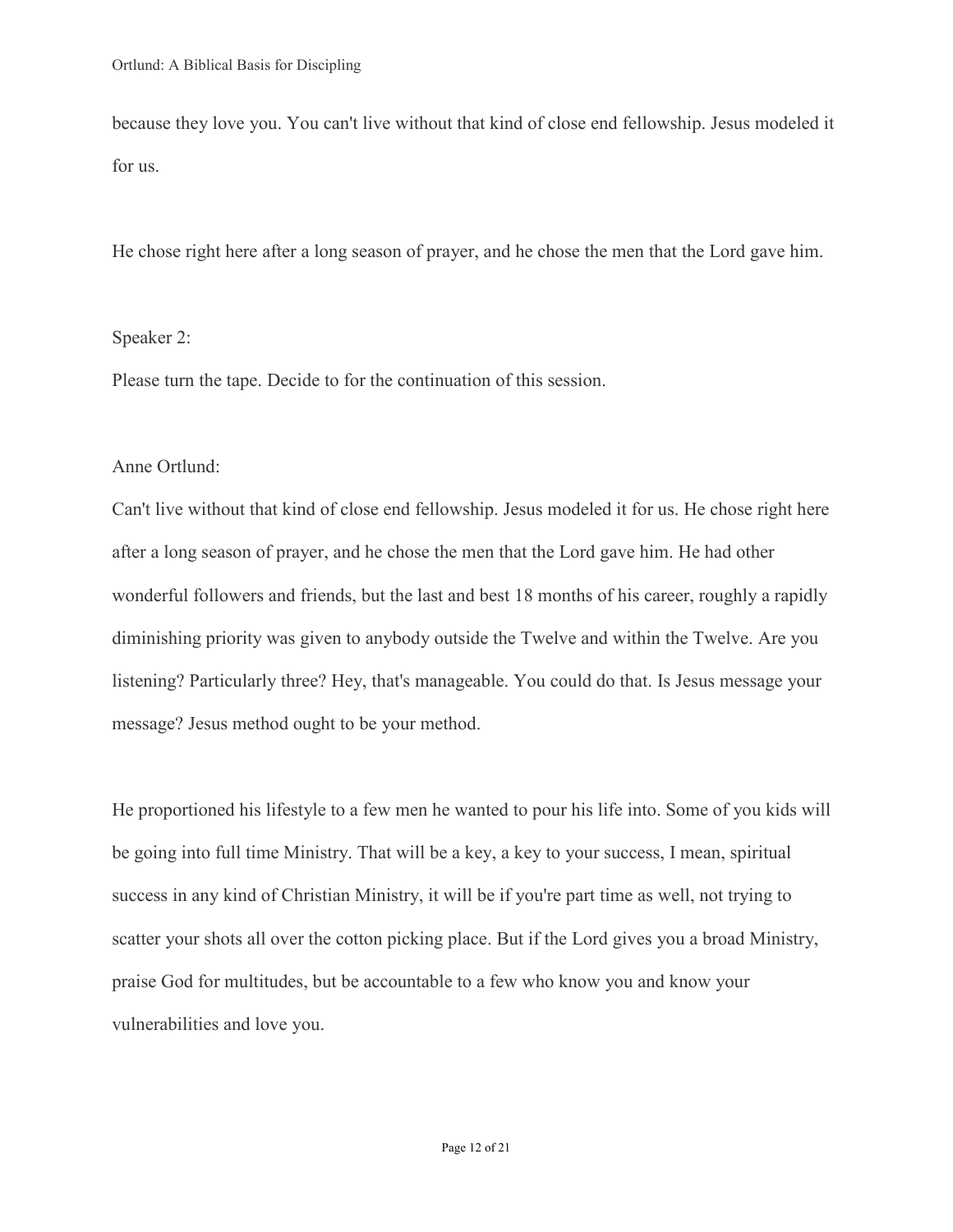because they love you. You can't live without that kind of close end fellowship. Jesus modeled it for us.

He chose right here after a long season of prayer, and he chose the men that the Lord gave him.

Speaker 2:

Please turn the tape. Decide to for the continuation of this session.

Anne Ortlund:

Can't live without that kind of close end fellowship. Jesus modeled it for us. He chose right here after a long season of prayer, and he chose the men that the Lord gave him. He had other wonderful followers and friends, but the last and best 18 months of his career, roughly a rapidly diminishing priority was given to anybody outside the Twelve and within the Twelve. Are you listening? Particularly three? Hey, that's manageable. You could do that. Is Jesus message your message? Jesus method ought to be your method.

He proportioned his lifestyle to a few men he wanted to pour his life into. Some of you kids will be going into full time Ministry. That will be a key, a key to your success, I mean, spiritual success in any kind of Christian Ministry, it will be if you're part time as well, not trying to scatter your shots all over the cotton picking place. But if the Lord gives you a broad Ministry, praise God for multitudes, but be accountable to a few who know you and know your vulnerabilities and love you.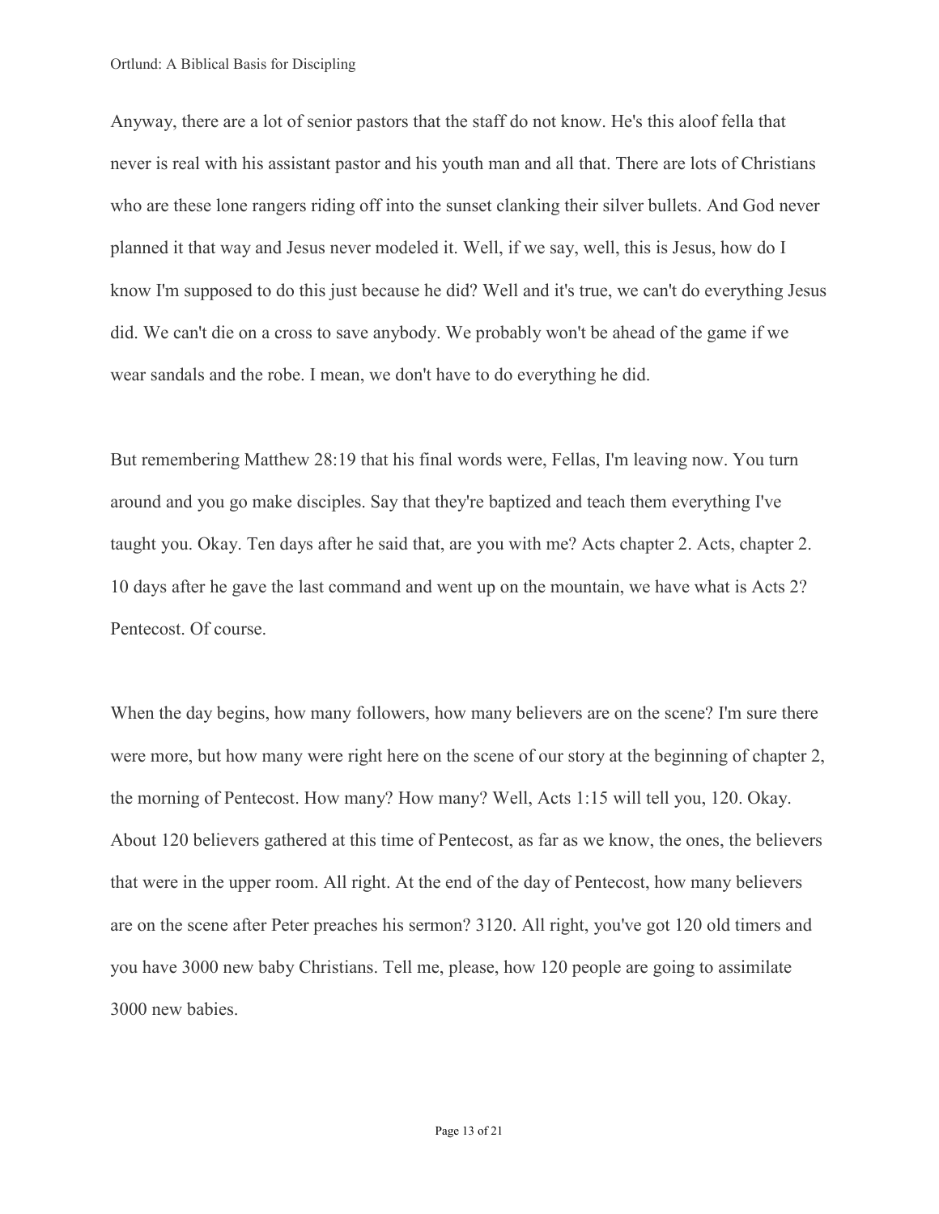Anyway, there are a lot of senior pastors that the staff do not know. He's this aloof fella that never is real with his assistant pastor and his youth man and all that. There are lots of Christians who are these lone rangers riding off into the sunset clanking their silver bullets. And God never planned it that way and Jesus never modeled it. Well, if we say, well, this is Jesus, how do I know I'm supposed to do this just because he did? Well and it's true, we can't do everything Jesus did. We can't die on a cross to save anybody. We probably won't be ahead of the game if we wear sandals and the robe. I mean, we don't have to do everything he did.

But remembering Matthew 28:19 that his final words were, Fellas, I'm leaving now. You turn around and you go make disciples. Say that they're baptized and teach them everything I've taught you. Okay. Ten days after he said that, are you with me? Acts chapter 2. Acts, chapter 2. 10 days after he gave the last command and went up on the mountain, we have what is Acts 2? Pentecost. Of course.

When the day begins, how many followers, how many believers are on the scene? I'm sure there were more, but how many were right here on the scene of our story at the beginning of chapter 2, the morning of Pentecost. How many? How many? Well, Acts 1:15 will tell you, 120. Okay. About 120 believers gathered at this time of Pentecost, as far as we know, the ones, the believers that were in the upper room. All right. At the end of the day of Pentecost, how many believers are on the scene after Peter preaches his sermon? 3120. All right, you've got 120 old timers and you have 3000 new baby Christians. Tell me, please, how 120 people are going to assimilate 3000 new babies.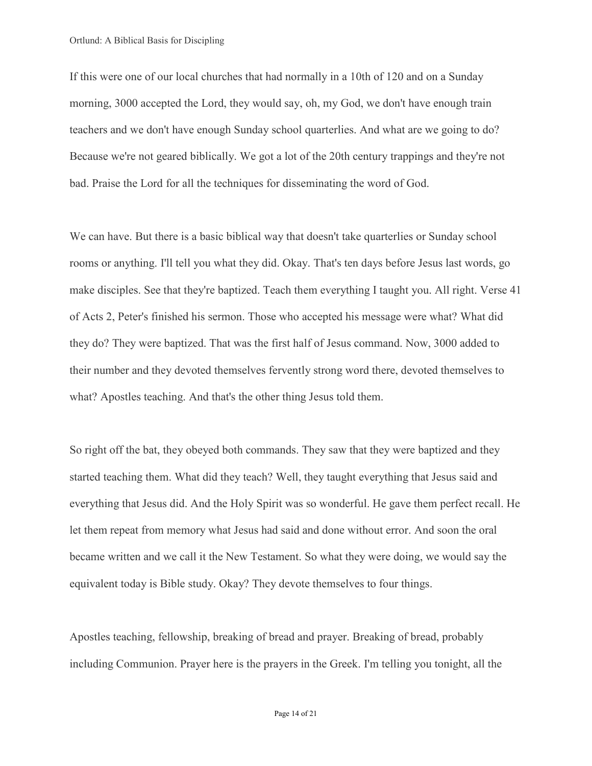If this were one of our local churches that had normally in a 10th of 120 and on a Sunday morning, 3000 accepted the Lord, they would say, oh, my God, we don't have enough train teachers and we don't have enough Sunday school quarterlies. And what are we going to do? Because we're not geared biblically. We got a lot of the 20th century trappings and they're not bad. Praise the Lord for all the techniques for disseminating the word of God.

We can have. But there is a basic biblical way that doesn't take quarterlies or Sunday school rooms or anything. I'll tell you what they did. Okay. That's ten days before Jesus last words, go make disciples. See that they're baptized. Teach them everything I taught you. All right. Verse 41 of Acts 2, Peter's finished his sermon. Those who accepted his message were what? What did they do? They were baptized. That was the first half of Jesus command. Now, 3000 added to their number and they devoted themselves fervently strong word there, devoted themselves to what? Apostles teaching. And that's the other thing Jesus told them.

So right off the bat, they obeyed both commands. They saw that they were baptized and they started teaching them. What did they teach? Well, they taught everything that Jesus said and everything that Jesus did. And the Holy Spirit was so wonderful. He gave them perfect recall. He let them repeat from memory what Jesus had said and done without error. And soon the oral became written and we call it the New Testament. So what they were doing, we would say the equivalent today is Bible study. Okay? They devote themselves to four things.

Apostles teaching, fellowship, breaking of bread and prayer. Breaking of bread, probably including Communion. Prayer here is the prayers in the Greek. I'm telling you tonight, all the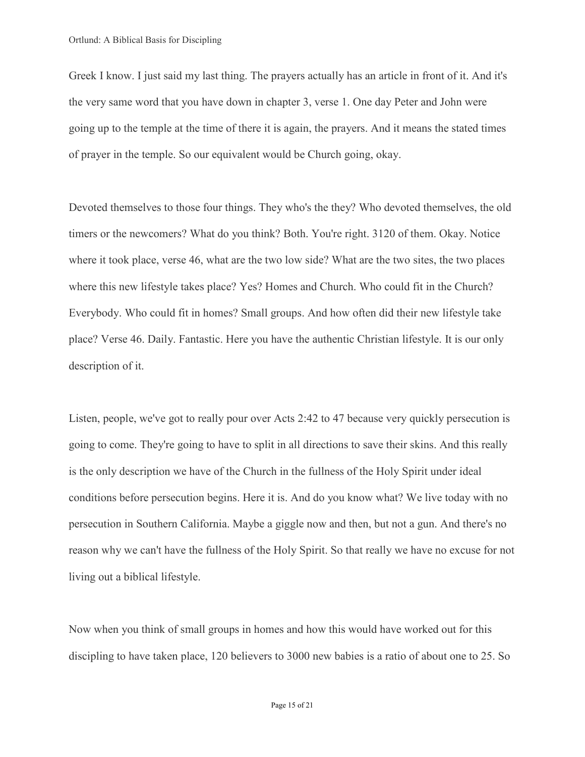Greek I know. I just said my last thing. The prayers actually has an article in front of it. And it's the very same word that you have down in chapter 3, verse 1. One day Peter and John were going up to the temple at the time of there it is again, the prayers. And it means the stated times of prayer in the temple. So our equivalent would be Church going, okay.

Devoted themselves to those four things. They who's the they? Who devoted themselves, the old timers or the newcomers? What do you think? Both. You're right. 3120 of them. Okay. Notice where it took place, verse 46, what are the two low side? What are the two sites, the two places where this new lifestyle takes place? Yes? Homes and Church. Who could fit in the Church? Everybody. Who could fit in homes? Small groups. And how often did their new lifestyle take place? Verse 46. Daily. Fantastic. Here you have the authentic Christian lifestyle. It is our only description of it.

Listen, people, we've got to really pour over Acts 2:42 to 47 because very quickly persecution is going to come. They're going to have to split in all directions to save their skins. And this really is the only description we have of the Church in the fullness of the Holy Spirit under ideal conditions before persecution begins. Here it is. And do you know what? We live today with no persecution in Southern California. Maybe a giggle now and then, but not a gun. And there's no reason why we can't have the fullness of the Holy Spirit. So that really we have no excuse for not living out a biblical lifestyle.

Now when you think of small groups in homes and how this would have worked out for this discipling to have taken place, 120 believers to 3000 new babies is a ratio of about one to 25. So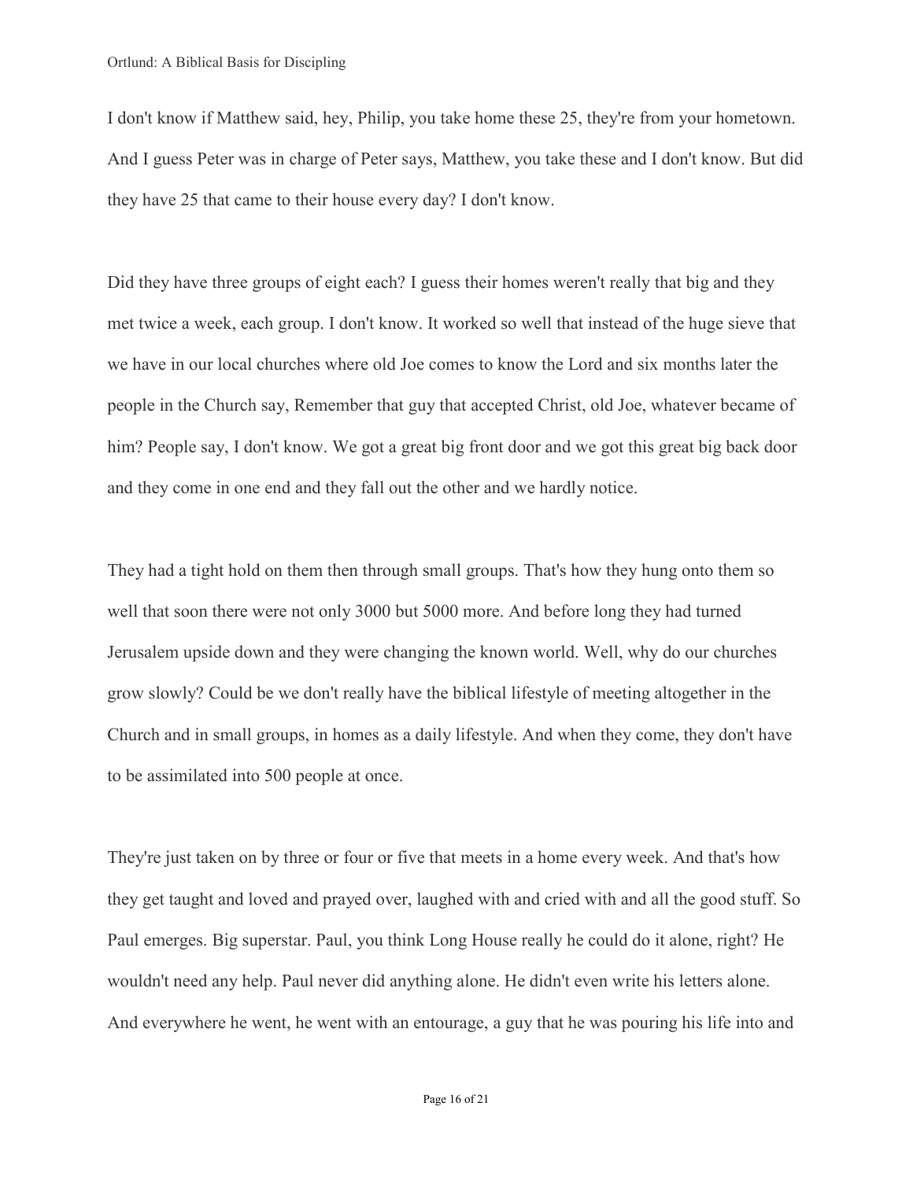I don't know if Matthew said, hey, Philip, you take home these 25, they're from your hometown. And I guess Peter was in charge of Peter says, Matthew, you take these and I don't know. But did they have 25 that came to their house every day? I don't know.

Did they have three groups of eight each? I guess their homes weren't really that big and they met twice a week, each group. I don't know. It worked so well that instead of the huge sieve that we have in our local churches where old Joe comes to know the Lord and six months later the people in the Church say, Remember that guy that accepted Christ, old Joe, whatever became of him? People say, I don't know. We got a great big front door and we got this great big back door and they come in one end and they fall out the other and we hardly notice.

They had a tight hold on them then through small groups. That's how they hung onto them so well that soon there were not only 3000 but 5000 more. And before long they had turned Jerusalem upside down and they were changing the known world. Well, why do our churches grow slowly? Could be we don't really have the biblical lifestyle of meeting altogether in the Church and in small groups, in homes as a daily lifestyle. And when they come, they don't have to be assimilated into 500 people at once.

They're just taken on by three or four or five that meets in a home every week. And that's how they get taught and loved and prayed over, laughed with and cried with and all the good stuff. So Paul emerges. Big superstar. Paul, you think Long House really he could do it alone, right? He wouldn't need any help. Paul never did anything alone. He didn't even write his letters alone. And everywhere he went, he went with an entourage, a guy that he was pouring his life into and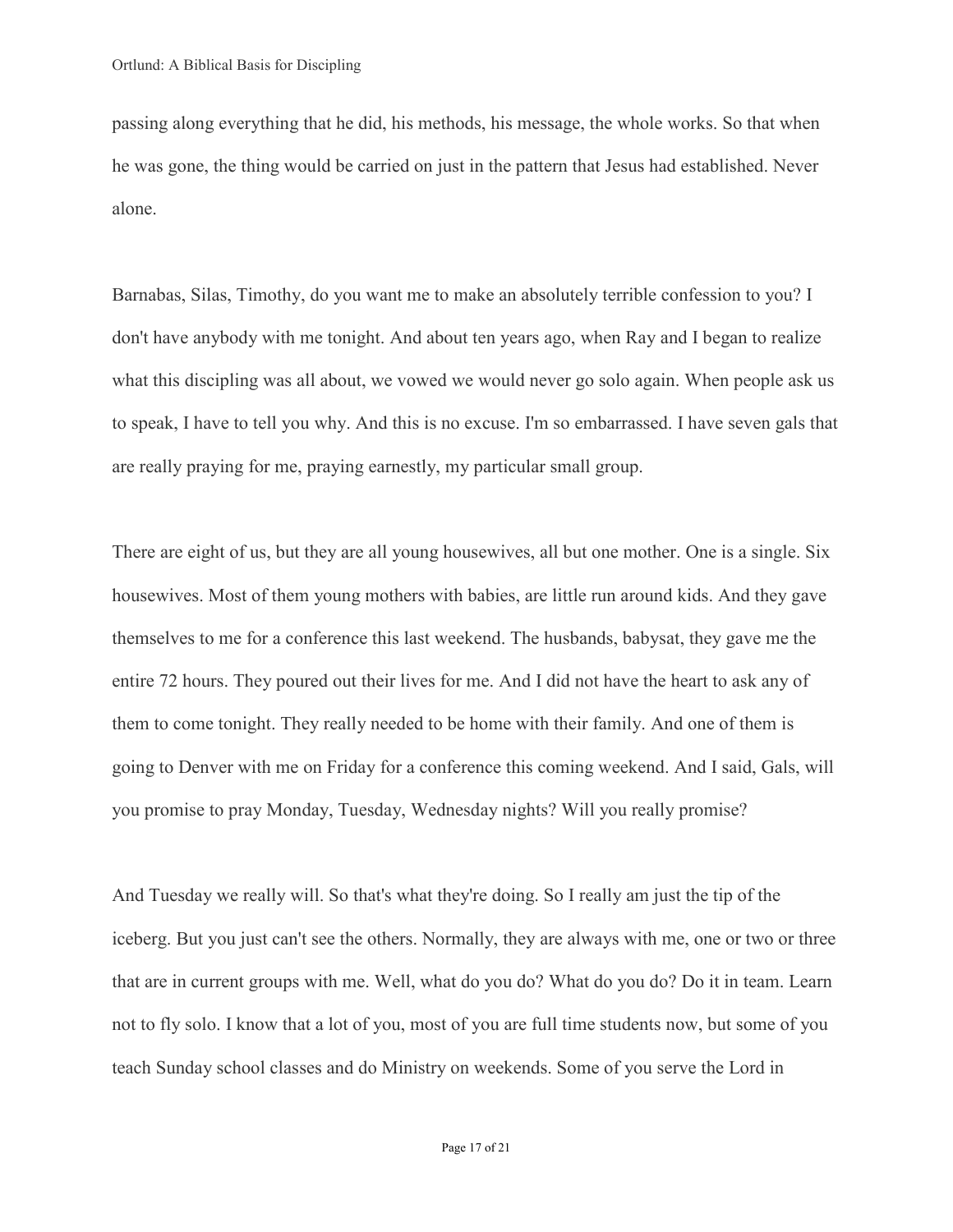passing along everything that he did, his methods, his message, the whole works. So that when he was gone, the thing would be carried on just in the pattern that Jesus had established. Never alone.

Barnabas, Silas, Timothy, do you want me to make an absolutely terrible confession to you? I don't have anybody with me tonight. And about ten years ago, when Ray and I began to realize what this discipling was all about, we vowed we would never go solo again. When people ask us to speak, I have to tell you why. And this is no excuse. I'm so embarrassed. I have seven gals that are really praying for me, praying earnestly, my particular small group.

There are eight of us, but they are all young housewives, all but one mother. One is a single. Six housewives. Most of them young mothers with babies, are little run around kids. And they gave themselves to me for a conference this last weekend. The husbands, babysat, they gave me the entire 72 hours. They poured out their lives for me. And I did not have the heart to ask any of them to come tonight. They really needed to be home with their family. And one of them is going to Denver with me on Friday for a conference this coming weekend. And I said, Gals, will you promise to pray Monday, Tuesday, Wednesday nights? Will you really promise?

And Tuesday we really will. So that's what they're doing. So I really am just the tip of the iceberg. But you just can't see the others. Normally, they are always with me, one or two or three that are in current groups with me. Well, what do you do? What do you do? Do it in team. Learn not to fly solo. I know that a lot of you, most of you are full time students now, but some of you teach Sunday school classes and do Ministry on weekends. Some of you serve the Lord in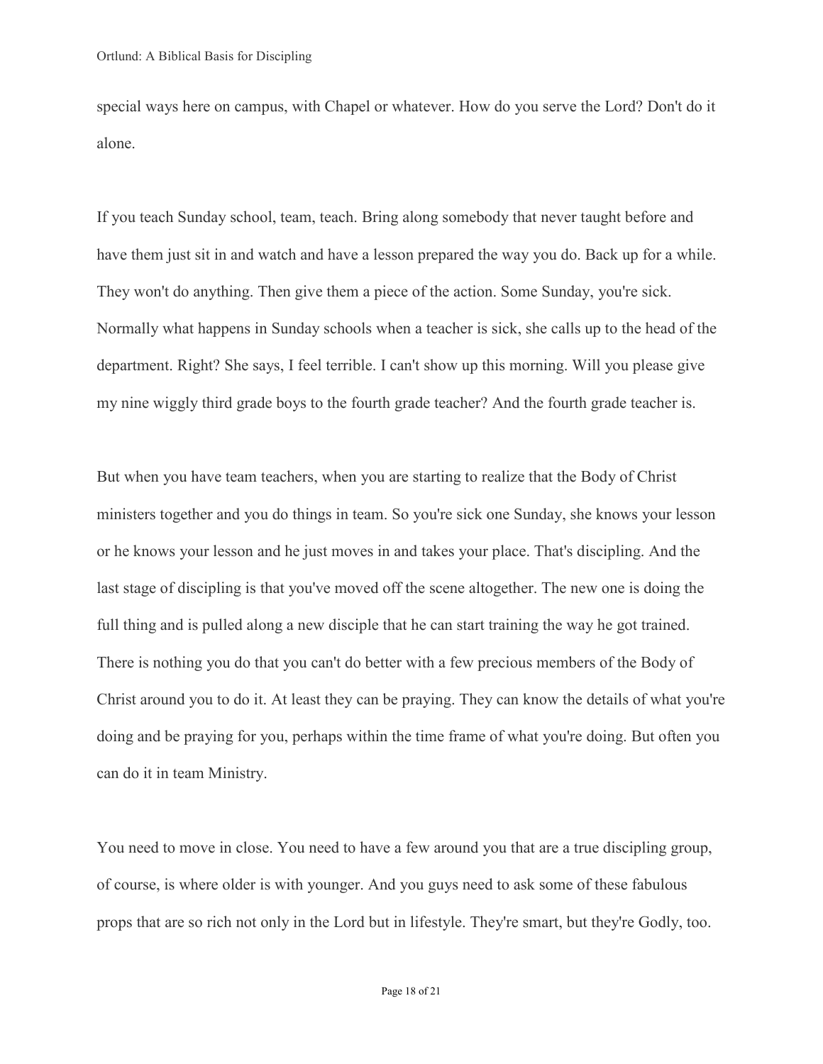special ways here on campus, with Chapel or whatever. How do you serve the Lord? Don't do it alone.

If you teach Sunday school, team, teach. Bring along somebody that never taught before and have them just sit in and watch and have a lesson prepared the way you do. Back up for a while. They won't do anything. Then give them a piece of the action. Some Sunday, you're sick. Normally what happens in Sunday schools when a teacher is sick, she calls up to the head of the department. Right? She says, I feel terrible. I can't show up this morning. Will you please give my nine wiggly third grade boys to the fourth grade teacher? And the fourth grade teacher is.

But when you have team teachers, when you are starting to realize that the Body of Christ ministers together and you do things in team. So you're sick one Sunday, she knows your lesson or he knows your lesson and he just moves in and takes your place. That's discipling. And the last stage of discipling is that you've moved off the scene altogether. The new one is doing the full thing and is pulled along a new disciple that he can start training the way he got trained. There is nothing you do that you can't do better with a few precious members of the Body of Christ around you to do it. At least they can be praying. They can know the details of what you're doing and be praying for you, perhaps within the time frame of what you're doing. But often you can do it in team Ministry.

You need to move in close. You need to have a few around you that are a true discipling group, of course, is where older is with younger. And you guys need to ask some of these fabulous props that are so rich not only in the Lord but in lifestyle. They're smart, but they're Godly, too.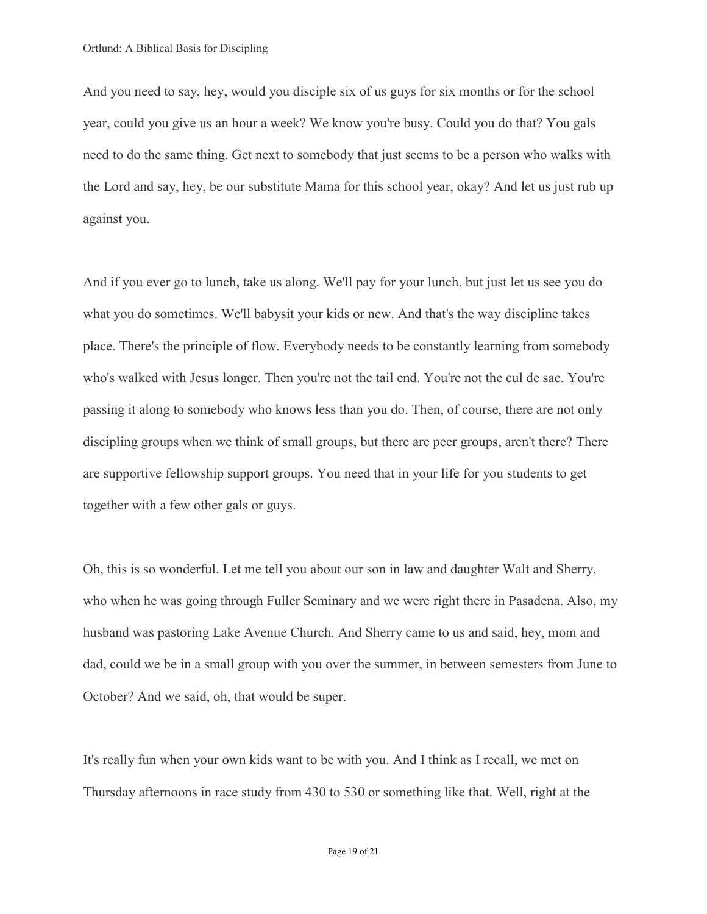And you need to say, hey, would you disciple six of us guys for six months or for the school year, could you give us an hour a week? We know you're busy. Could you do that? You gals need to do the same thing. Get next to somebody that just seems to be a person who walks with the Lord and say, hey, be our substitute Mama for this school year, okay? And let us just rub up against you.

And if you ever go to lunch, take us along. We'll pay for your lunch, but just let us see you do what you do sometimes. We'll babysit your kids or new. And that's the way discipline takes place. There's the principle of flow. Everybody needs to be constantly learning from somebody who's walked with Jesus longer. Then you're not the tail end. You're not the cul de sac. You're passing it along to somebody who knows less than you do. Then, of course, there are not only discipling groups when we think of small groups, but there are peer groups, aren't there? There are supportive fellowship support groups. You need that in your life for you students to get together with a few other gals or guys.

Oh, this is so wonderful. Let me tell you about our son in law and daughter Walt and Sherry, who when he was going through Fuller Seminary and we were right there in Pasadena. Also, my husband was pastoring Lake Avenue Church. And Sherry came to us and said, hey, mom and dad, could we be in a small group with you over the summer, in between semesters from June to October? And we said, oh, that would be super.

It's really fun when your own kids want to be with you. And I think as I recall, we met on Thursday afternoons in race study from 430 to 530 or something like that. Well, right at the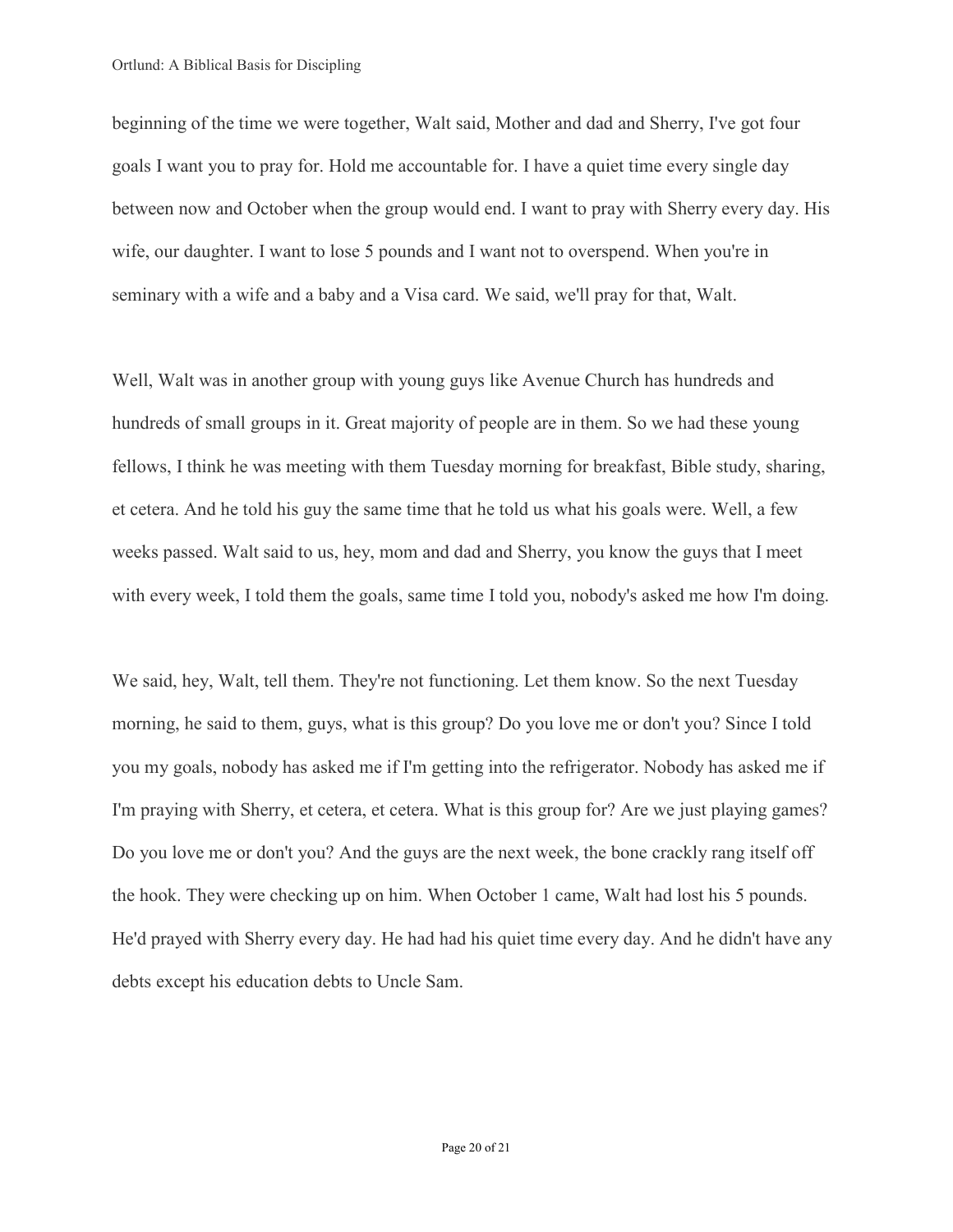beginning of the time we were together, Walt said, Mother and dad and Sherry, I've got four goals I want you to pray for. Hold me accountable for. I have a quiet time every single day between now and October when the group would end. I want to pray with Sherry every day. His wife, our daughter. I want to lose 5 pounds and I want not to overspend. When you're in seminary with a wife and a baby and a Visa card. We said, we'll pray for that, Walt.

Well, Walt was in another group with young guys like Avenue Church has hundreds and hundreds of small groups in it. Great majority of people are in them. So we had these young fellows, I think he was meeting with them Tuesday morning for breakfast, Bible study, sharing, et cetera. And he told his guy the same time that he told us what his goals were. Well, a few weeks passed. Walt said to us, hey, mom and dad and Sherry, you know the guys that I meet with every week, I told them the goals, same time I told you, nobody's asked me how I'm doing.

We said, hey, Walt, tell them. They're not functioning. Let them know. So the next Tuesday morning, he said to them, guys, what is this group? Do you love me or don't you? Since I told you my goals, nobody has asked me if I'm getting into the refrigerator. Nobody has asked me if I'm praying with Sherry, et cetera, et cetera. What is this group for? Are we just playing games? Do you love me or don't you? And the guys are the next week, the bone crackly rang itself off the hook. They were checking up on him. When October 1 came, Walt had lost his 5 pounds. He'd prayed with Sherry every day. He had had his quiet time every day. And he didn't have any debts except his education debts to Uncle Sam.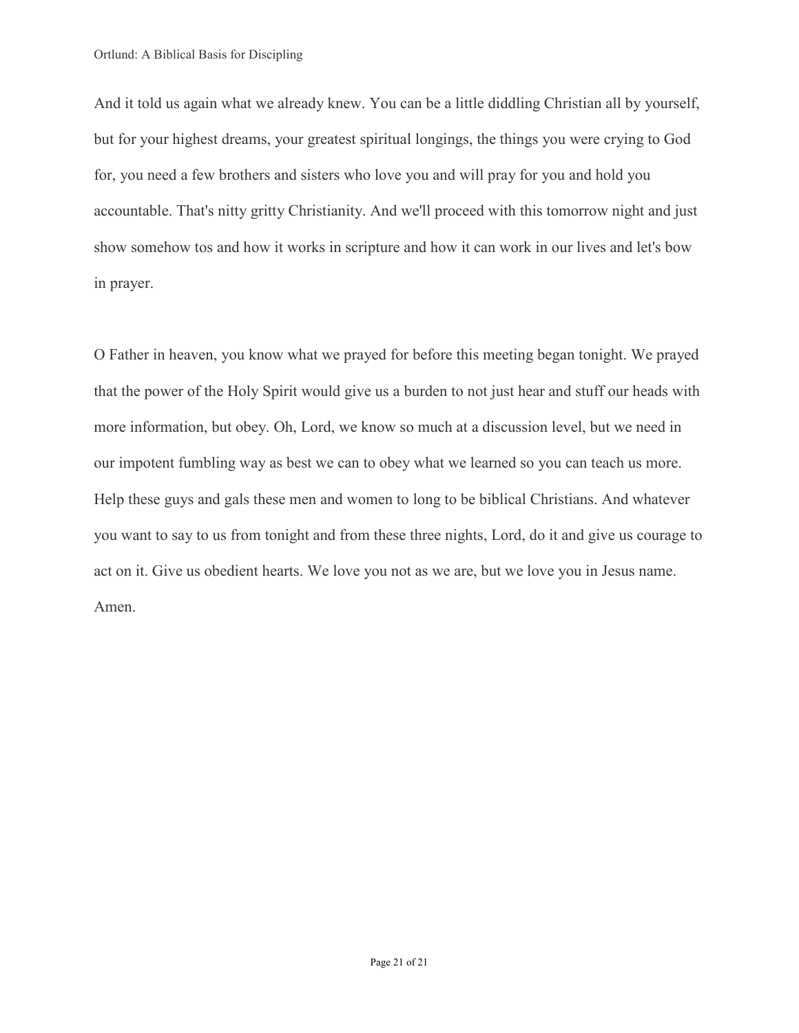And it told us again what we already knew. You can be a little diddling Christian all by yourself, but for your highest dreams, your greatest spiritual longings, the things you were crying to God for, you need a few brothers and sisters who love you and will pray for you and hold you accountable. That's nitty gritty Christianity. And we'll proceed with this tomorrow night and just show somehow tos and how it works in scripture and how it can work in our lives and let's bow in prayer.

O Father in heaven, you know what we prayed for before this meeting began tonight. We prayed that the power of the Holy Spirit would give us a burden to not just hear and stuff our heads with more information, but obey. Oh, Lord, we know so much at a discussion level, but we need in our impotent fumbling way as best we can to obey what we learned so you can teach us more. Help these guys and gals these men and women to long to be biblical Christians. And whatever you want to say to us from tonight and from these three nights, Lord, do it and give us courage to act on it. Give us obedient hearts. We love you not as we are, but we love you in Jesus name. Amen.